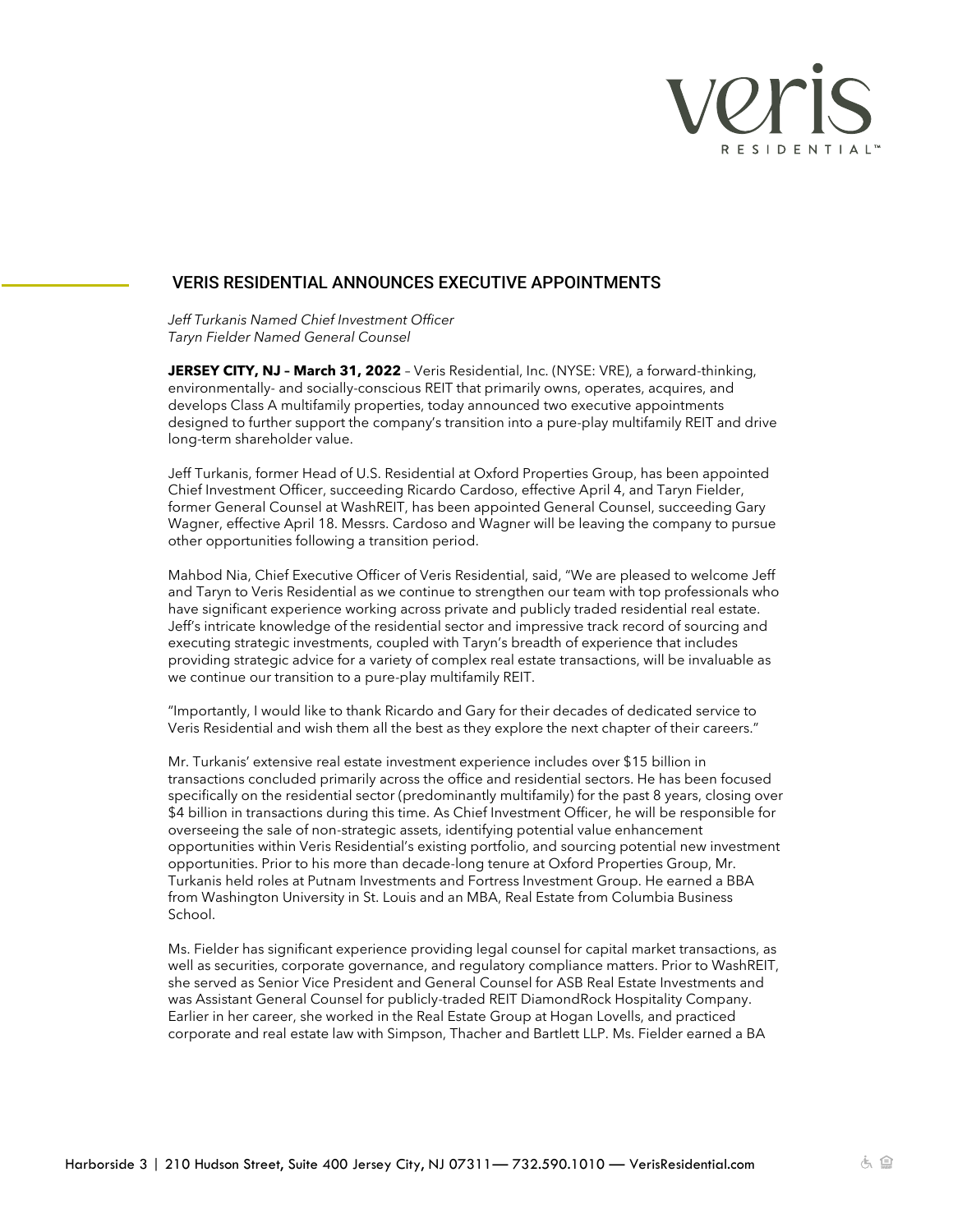# VERIS RESIDENTIAL ANNOUNCES EXECUTIVE APPOINTMENTS

*Jeff Turkanis Named Chief Investment Officer*
*Taryn Fielder Named General Counsel*

**JERSEY CITY, NJ – March 31, 2022** – Veris Residential, Inc. (NYSE: VRE), a forward-thinking, environmentally- and socially-conscious REIT that primarily owns, operates, acquires, and develops Class A multifamily properties, today announced two executive appointments designed to further support the company's transition into a pure-play multifamily REIT and drive long-term shareholder value.

Jeff Turkanis, former Head of U.S. Residential at Oxford Properties Group, has been appointed Chief Investment Officer, succeeding Ricardo Cardoso, effective April 4, and Taryn Fielder, former General Counsel at WashREIT, has been appointed General Counsel, succeeding Gary Wagner, effective April 18. Messrs. Cardoso and Wagner will be leaving the company to pursue other opportunities following a transition period.

Mahbod Nia, Chief Executive Officer of Veris Residential, said, "We are pleased to welcome Jeff and Taryn to Veris Residential as we continue to strengthen our team with top professionals who have significant experience working across private and publicly traded residential real estate. Jeff's intricate knowledge of the residential sector and impressive track record of sourcing and executing strategic investments, coupled with Taryn's breadth of experience that includes providing strategic advice for a variety of complex real estate transactions, will be invaluable as we continue our transition to a pure-play multifamily REIT.

"Importantly, I would like to thank Ricardo and Gary for their decades of dedicated service to Veris Residential and wish them all the best as they explore the next chapter of their careers."

Mr. Turkanis' extensive real estate investment experience includes over $15 billion in transactions concluded primarily across the office and residential sectors. He has been focused specifically on the residential sector (predominantly multifamily) for the past 8 years, closing over $4 billion in transactions during this time. As Chief Investment Officer, he will be responsible for overseeing the sale of non-strategic assets, identifying potential value enhancement opportunities within Veris Residential's existing portfolio, and sourcing potential new investment opportunities. Prior to his more than decade-long tenure at Oxford Properties Group, Mr. Turkanis held roles at Putnam Investments and Fortress Investment Group. He earned a BBA from Washington University in St. Louis and an MBA, Real Estate from Columbia Business School.

Ms. Fielder has significant experience providing legal counsel for capital market transactions, as well as securities, corporate governance, and regulatory compliance matters. Prior to WashREIT, she served as Senior Vice President and General Counsel for ASB Real Estate Investments and was Assistant General Counsel for publicly-traded REIT DiamondRock Hospitality Company. Earlier in her career, she worked in the Real Estate Group at Hogan Lovells, and practiced corporate and real estate law with Simpson, Thacher and Bartlett LLP. Ms. Fielder earned a BA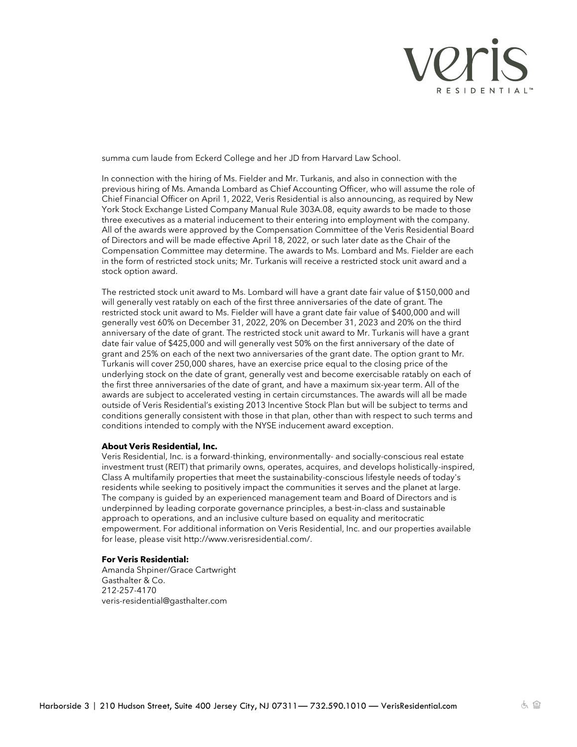summa cum laude from Eckerd College and her JD from Harvard Law School.

In connection with the hiring of Ms. Fielder and Mr. Turkanis, and also in connection with the previous hiring of Ms. Amanda Lombard as Chief Accounting Officer, who will assume the role of Chief Financial Officer on April 1, 2022, Veris Residential is also announcing, as required by New York Stock Exchange Listed Company Manual Rule 303A.08, equity awards to be made to those three executives as a material inducement to their entering into employment with the company. All of the awards were approved by the Compensation Committee of the Veris Residential Board of Directors and will be made effective April 18, 2022, or such later date as the Chair of the Compensation Committee may determine. The awards to Ms. Lombard and Ms. Fielder are each in the form of restricted stock units; Mr. Turkanis will receive a restricted stock unit award and a stock option award.

The restricted stock unit award to Ms. Lombard will have a grant date fair value of $150,000 and will generally vest ratably on each of the first three anniversaries of the date of grant. The restricted stock unit award to Ms. Fielder will have a grant date fair value of $400,000 and will generally vest 60% on December 31, 2022, 20% on December 31, 2023 and 20% on the third anniversary of the date of grant. The restricted stock unit award to Mr. Turkanis will have a grant date fair value of $425,000 and will generally vest 50% on the first anniversary of the date of grant and 25% on each of the next two anniversaries of the grant date. The option grant to Mr. Turkanis will cover 250,000 shares, have an exercise price equal to the closing price of the underlying stock on the date of grant, generally vest and become exercisable ratably on each of the first three anniversaries of the date of grant, and have a maximum six-year term. All of the awards are subject to accelerated vesting in certain circumstances. The awards will all be made outside of Veris Residential's existing 2013 Incentive Stock Plan but will be subject to terms and conditions generally consistent with those in that plan, other than with respect to such terms and conditions intended to comply with the NYSE inducement award exception.

**About Veris Residential, Inc.**
Veris Residential, Inc. is a forward-thinking, environmentally- and socially-conscious real estate investment trust (REIT) that primarily owns, operates, acquires, and develops holistically-inspired, Class A multifamily properties that meet the sustainability-conscious lifestyle needs of today's residents while seeking to positively impact the communities it serves and the planet at large. The company is guided by an experienced management team and Board of Directors and is underpinned by leading corporate governance principles, a best-in-class and sustainable approach to operations, and an inclusive culture based on equality and meritocratic empowerment. For additional information on Veris Residential, Inc. and our properties available for lease, please visit http://www.verisresidential.com/.

**For Veris Residential:**
Amanda Shpiner/Grace Cartwright
Gasthalter & Co.
212-257-4170
veris-residential@gasthalter.com